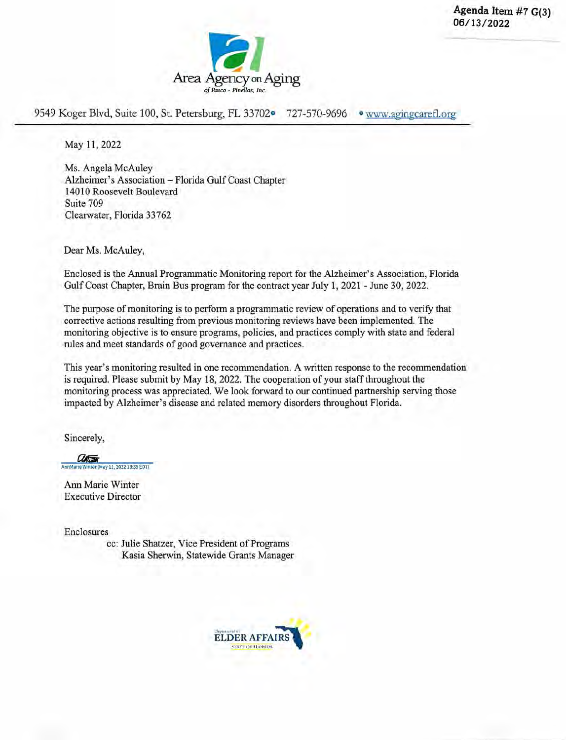Agenda Item #7 G(3)
06/13/2022

Area Agency on Aging
*of Pasco - Pinellas, Inc.*

9549 Koger Blvd, Suite 100, St. Petersburg, FL 33702 • 727-570-9696 • www.agingcarefl.org

May 11, 2022

Ms. Angela McAuley
Alzheimer's Association – Florida Gulf Coast Chapter
14010 Roosevelt Boulevard
Suite 709
Clearwater, Florida 33762

Dear Ms. McAuley,

Enclosed is the Annual Programmatic Monitoring report for the Alzheimer's Association, Florida Gulf Coast Chapter, Brain Bus program for the contract year July 1, 2021 - June 30, 2022.

The purpose of monitoring is to perform a programmatic review of operations and to verify that corrective actions resulting from previous monitoring reviews have been implemented. The monitoring objective is to ensure programs, policies, and practices comply with state and federal rules and meet standards of good governance and practices.

This year's monitoring resulted in one recommendation. A written response to the recommendation is required. Please submit by May 18, 2022. The cooperation of your staff throughout the monitoring process was appreciated. We look forward to our continued partnership serving those impacted by Alzheimer's disease and related memory disorders throughout Florida.

Sincerely,

AnnMarie Winter (May 11, 2022 13:35 EDT)

Ann Marie Winter
Executive Director

Enclosures

cc: Julie Shatzer, Vice President of Programs
Kasia Sherwin, Statewide Grants Manager

Department of ELDER AFFAIRS STATE OF FLORIDA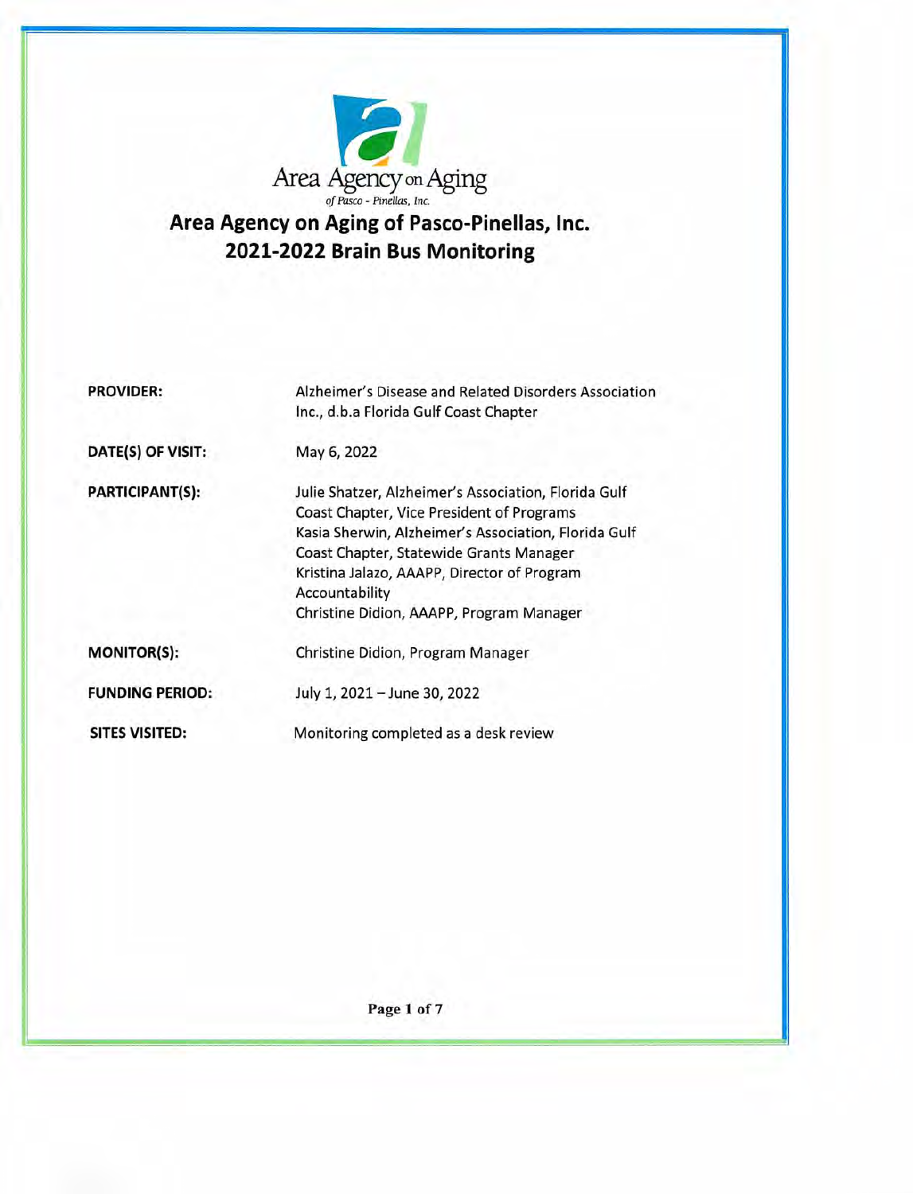Area Agency on Aging
*of Pasco - Pinellas, Inc.*

# Area Agency on Aging of Pasco-Pinellas, Inc.
## 2021-2022 Brain Bus Monitoring

| | |
|---|---|
| **PROVIDER:** | Alzheimer's Disease and Related Disorders Association Inc., d.b.a Florida Gulf Coast Chapter |
| **DATE(S) OF VISIT:** | May 6, 2022 |
| **PARTICIPANT(S):** | Julie Shatzer, Alzheimer's Association, Florida Gulf Coast Chapter, Vice President of Programs<br>Kasia Sherwin, Alzheimer's Association, Florida Gulf Coast Chapter, Statewide Grants Manager<br>Kristina Jalazo, AAAPP, Director of Program Accountability<br>Christine Didion, AAAPP, Program Manager |
| **MONITOR(S):** | Christine Didion, Program Manager |
| **FUNDING PERIOD:** | July 1, 2021 – June 30, 2022 |
| **SITES VISITED:** | Monitoring completed as a desk review |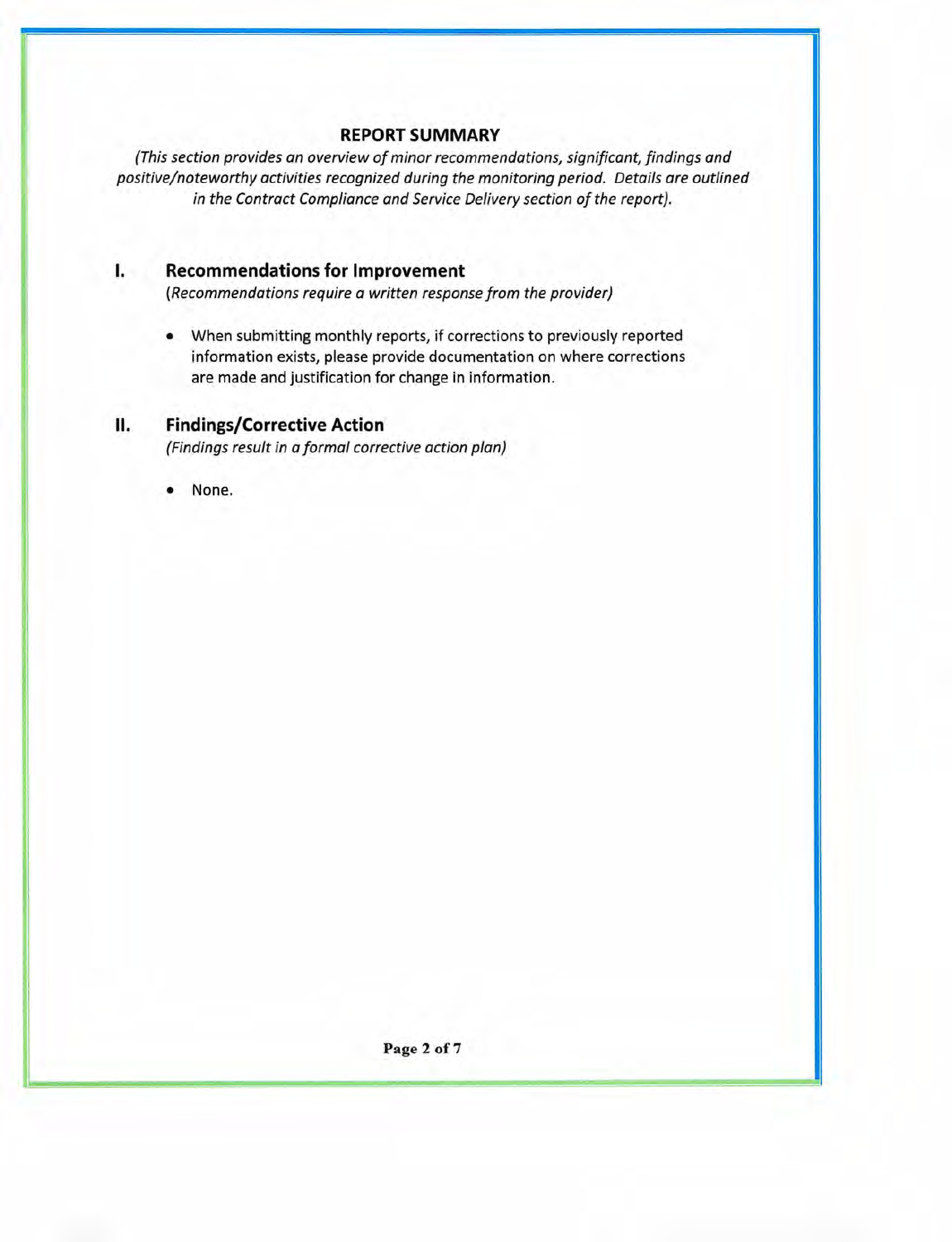## REPORT SUMMARY

*(This section provides an overview of minor recommendations, significant, findings and positive/noteworthy activities recognized during the monitoring period. Details are outlined in the Contract Compliance and Service Delivery section of the report).*

### I. Recommendations for Improvement

*(Recommendations require a written response from the provider)*

- When submitting monthly reports, if corrections to previously reported information exists, please provide documentation on where corrections are made and justification for change in information.

### II. Findings/Corrective Action

*(Findings result in a formal corrective action plan)*

- None.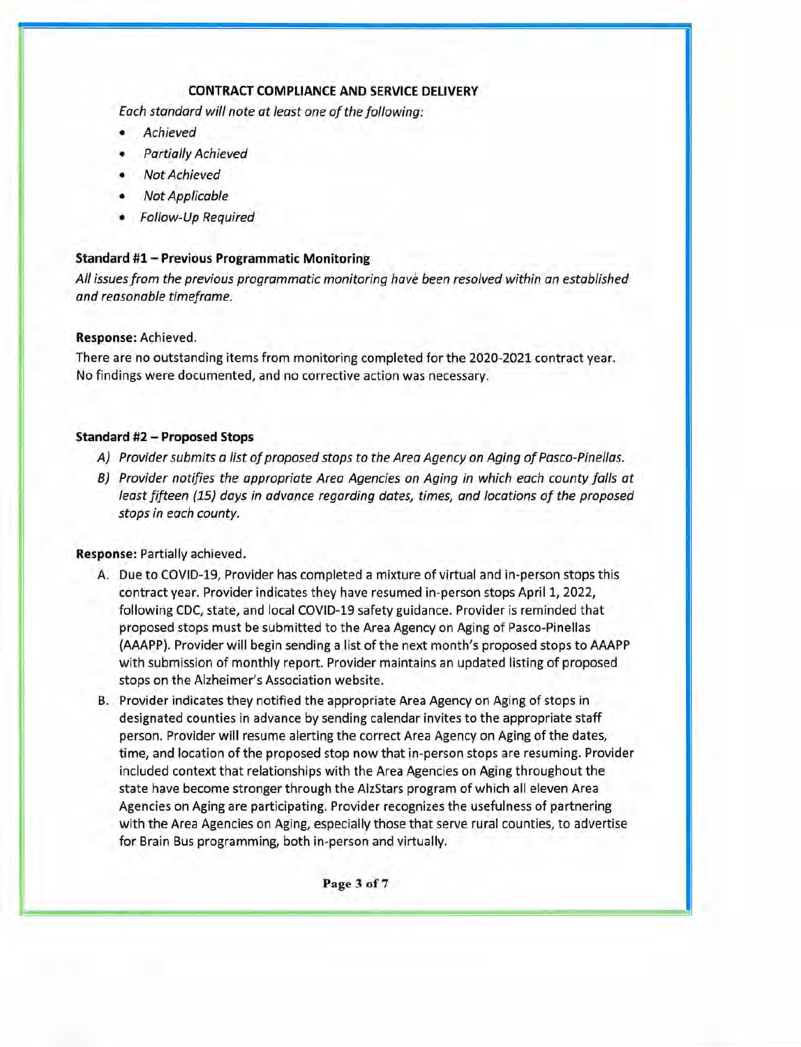## CONTRACT COMPLIANCE AND SERVICE DELIVERY

*Each standard will note at least one of the following:*

- *Achieved*
- *Partially Achieved*
- *Not Achieved*
- *Not Applicable*
- *Follow-Up Required*

### Standard #1 – Previous Programmatic Monitoring

*All issues from the previous programmatic monitoring have been resolved within an established and reasonable timeframe.*

**Response:** Achieved.

There are no outstanding items from monitoring completed for the 2020-2021 contract year. No findings were documented, and no corrective action was necessary.

### Standard #2 – Proposed Stops

A) *Provider submits a list of proposed stops to the Area Agency on Aging of Pasco-Pinellas.*

B) *Provider notifies the appropriate Area Agencies on Aging in which each county falls at least fifteen (15) days in advance regarding dates, times, and locations of the proposed stops in each county.*

**Response:** Partially achieved.

A. Due to COVID-19, Provider has completed a mixture of virtual and in-person stops this contract year. Provider indicates they have resumed in-person stops April 1, 2022, following CDC, state, and local COVID-19 safety guidance. Provider is reminded that proposed stops must be submitted to the Area Agency on Aging of Pasco-Pinellas (AAAPP). Provider will begin sending a list of the next month's proposed stops to AAAPP with submission of monthly report. Provider maintains an updated listing of proposed stops on the Alzheimer's Association website.

B. Provider indicates they notified the appropriate Area Agency on Aging of stops in designated counties in advance by sending calendar invites to the appropriate staff person. Provider will resume alerting the correct Area Agency on Aging of the dates, time, and location of the proposed stop now that in-person stops are resuming. Provider included context that relationships with the Area Agencies on Aging throughout the state have become stronger through the AlzStars program of which all eleven Area Agencies on Aging are participating. Provider recognizes the usefulness of partnering with the Area Agencies on Aging, especially those that serve rural counties, to advertise for Brain Bus programming, both in-person and virtually.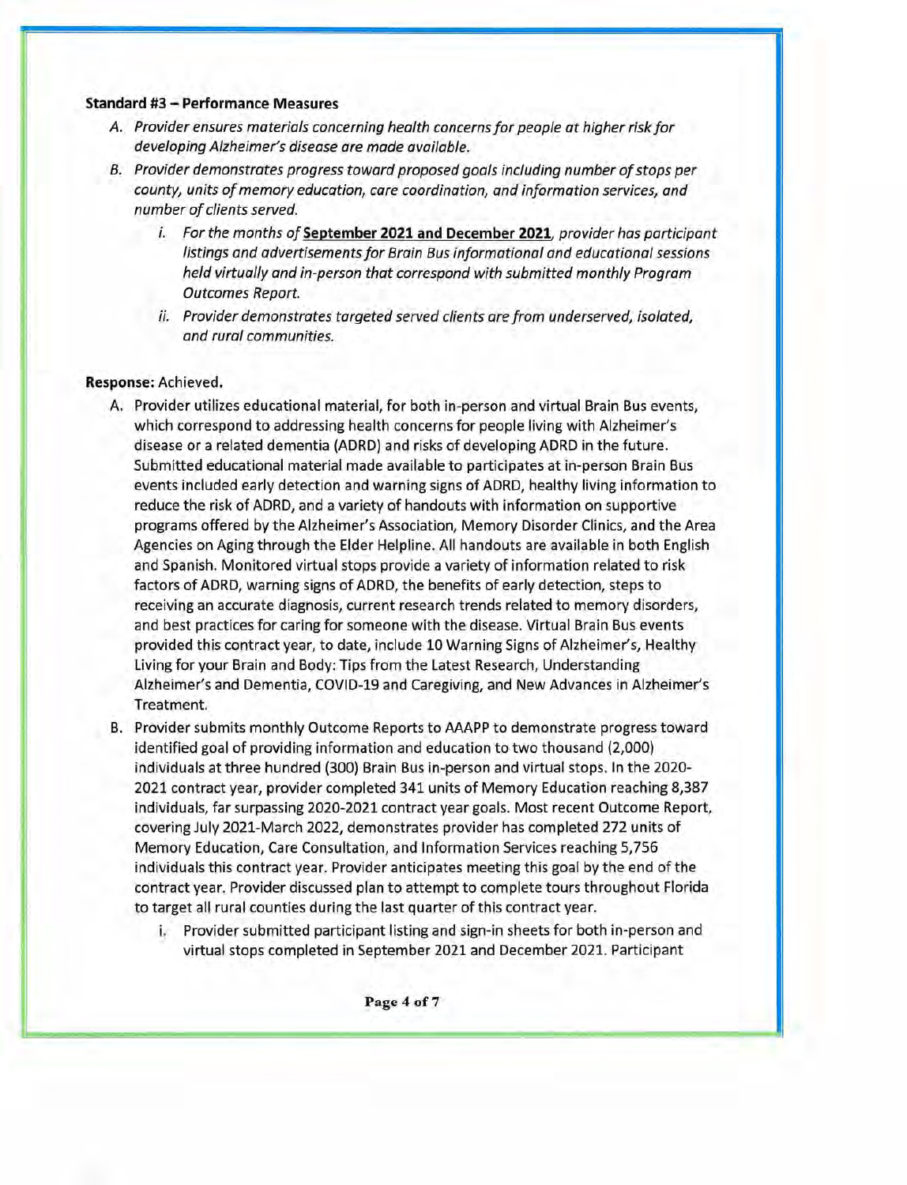**Standard #3 – Performance Measures**

A. *Provider ensures materials concerning health concerns for people at higher risk for developing Alzheimer's disease are made available.*

B. *Provider demonstrates progress toward proposed goals including number of stops per county, units of memory education, care coordination, and information services, and number of clients served.*

   i. *For the months of* ***September 2021 and December 2021****, provider has participant listings and advertisements for Brain Bus informational and educational sessions held virtually and in-person that correspond with submitted monthly Program Outcomes Report.*

   ii. *Provider demonstrates targeted served clients are from underserved, isolated, and rural communities.*

**Response:** Achieved.

A. Provider utilizes educational material, for both in-person and virtual Brain Bus events, which correspond to addressing health concerns for people living with Alzheimer's disease or a related dementia (ADRD) and risks of developing ADRD in the future. Submitted educational material made available to participates at in-person Brain Bus events included early detection and warning signs of ADRD, healthy living information to reduce the risk of ADRD, and a variety of handouts with information on supportive programs offered by the Alzheimer's Association, Memory Disorder Clinics, and the Area Agencies on Aging through the Elder Helpline. All handouts are available in both English and Spanish. Monitored virtual stops provide a variety of information related to risk factors of ADRD, warning signs of ADRD, the benefits of early detection, steps to receiving an accurate diagnosis, current research trends related to memory disorders, and best practices for caring for someone with the disease. Virtual Brain Bus events provided this contract year, to date, include 10 Warning Signs of Alzheimer's, Healthy Living for your Brain and Body: Tips from the Latest Research, Understanding Alzheimer's and Dementia, COVID-19 and Caregiving, and New Advances in Alzheimer's Treatment.

B. Provider submits monthly Outcome Reports to AAAPP to demonstrate progress toward identified goal of providing information and education to two thousand (2,000) individuals at three hundred (300) Brain Bus in-person and virtual stops. In the 2020-2021 contract year, provider completed 341 units of Memory Education reaching 8,387 individuals, far surpassing 2020-2021 contract year goals. Most recent Outcome Report, covering July 2021-March 2022, demonstrates provider has completed 272 units of Memory Education, Care Consultation, and Information Services reaching 5,756 individuals this contract year. Provider anticipates meeting this goal by the end of the contract year. Provider discussed plan to attempt to complete tours throughout Florida to target all rural counties during the last quarter of this contract year.

   i. Provider submitted participant listing and sign-in sheets for both in-person and virtual stops completed in September 2021 and December 2021. Participant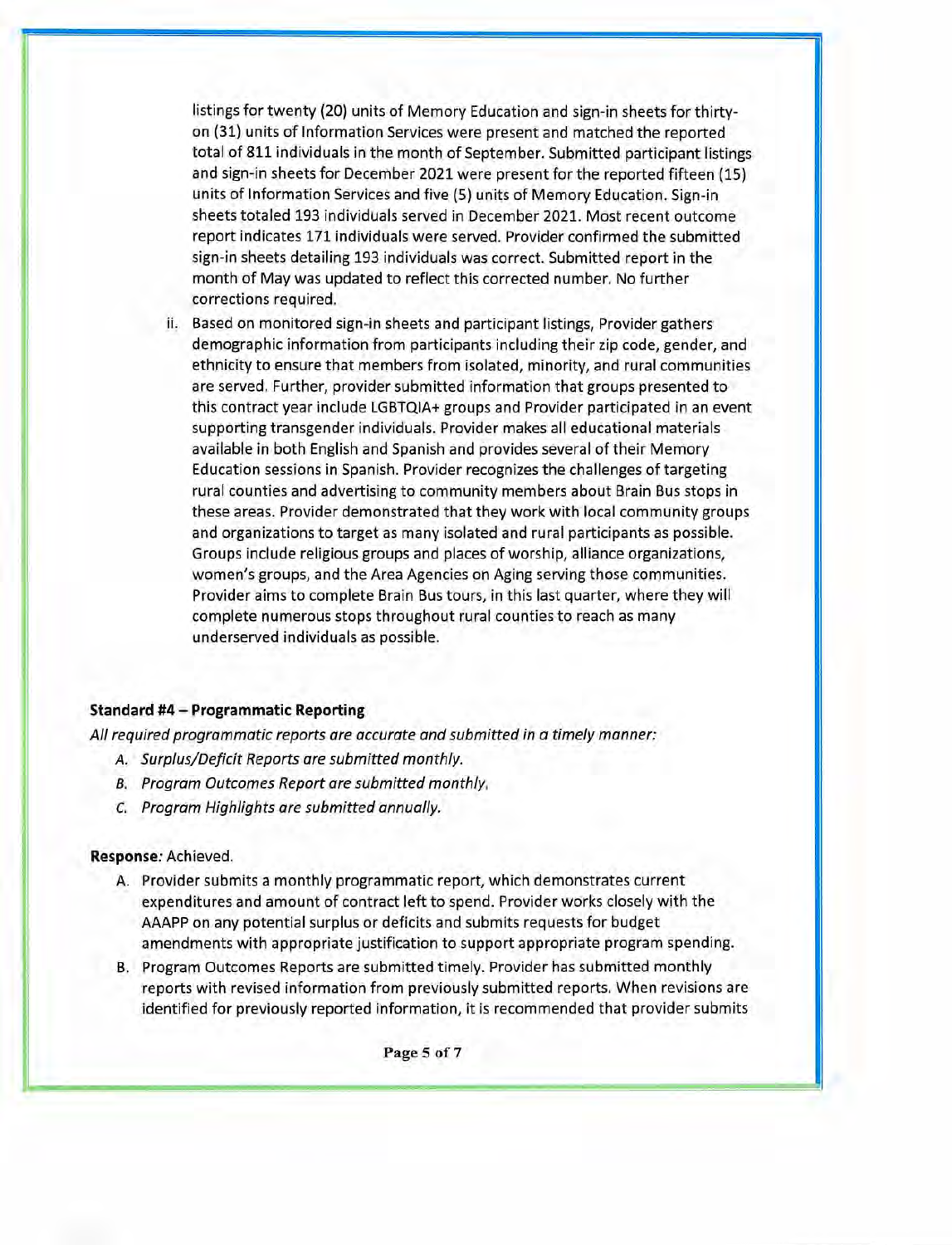listings for twenty (20) units of Memory Education and sign-in sheets for thirty-on (31) units of Information Services were present and matched the reported total of 811 individuals in the month of September. Submitted participant listings and sign-in sheets for December 2021 were present for the reported fifteen (15) units of Information Services and five (5) units of Memory Education. Sign-in sheets totaled 193 individuals served in December 2021. Most recent outcome report indicates 171 individuals were served. Provider confirmed the submitted sign-in sheets detailing 193 individuals was correct. Submitted report in the month of May was updated to reflect this corrected number. No further corrections required.

ii. Based on monitored sign-in sheets and participant listings, Provider gathers demographic information from participants including their zip code, gender, and ethnicity to ensure that members from isolated, minority, and rural communities are served. Further, provider submitted information that groups presented to this contract year include LGBTQIA+ groups and Provider participated in an event supporting transgender individuals. Provider makes all educational materials available in both English and Spanish and provides several of their Memory Education sessions in Spanish. Provider recognizes the challenges of targeting rural counties and advertising to community members about Brain Bus stops in these areas. Provider demonstrated that they work with local community groups and organizations to target as many isolated and rural participants as possible. Groups include religious groups and places of worship, alliance organizations, women's groups, and the Area Agencies on Aging serving those communities. Provider aims to complete Brain Bus tours, in this last quarter, where they will complete numerous stops throughout rural counties to reach as many underserved individuals as possible.

**Standard #4 – Programmatic Reporting**

*All required programmatic reports are accurate and submitted in a timely manner:*

- *A. Surplus/Deficit Reports are submitted monthly.*
- *B. Program Outcomes Report are submitted monthly.*
- *C. Program Highlights are submitted annually.*

**Response**: Achieved.

A. Provider submits a monthly programmatic report, which demonstrates current expenditures and amount of contract left to spend. Provider works closely with the AAAPP on any potential surplus or deficits and submits requests for budget amendments with appropriate justification to support appropriate program spending.

B. Program Outcomes Reports are submitted timely. Provider has submitted monthly reports with revised information from previously submitted reports. When revisions are identified for previously reported information, it is recommended that provider submits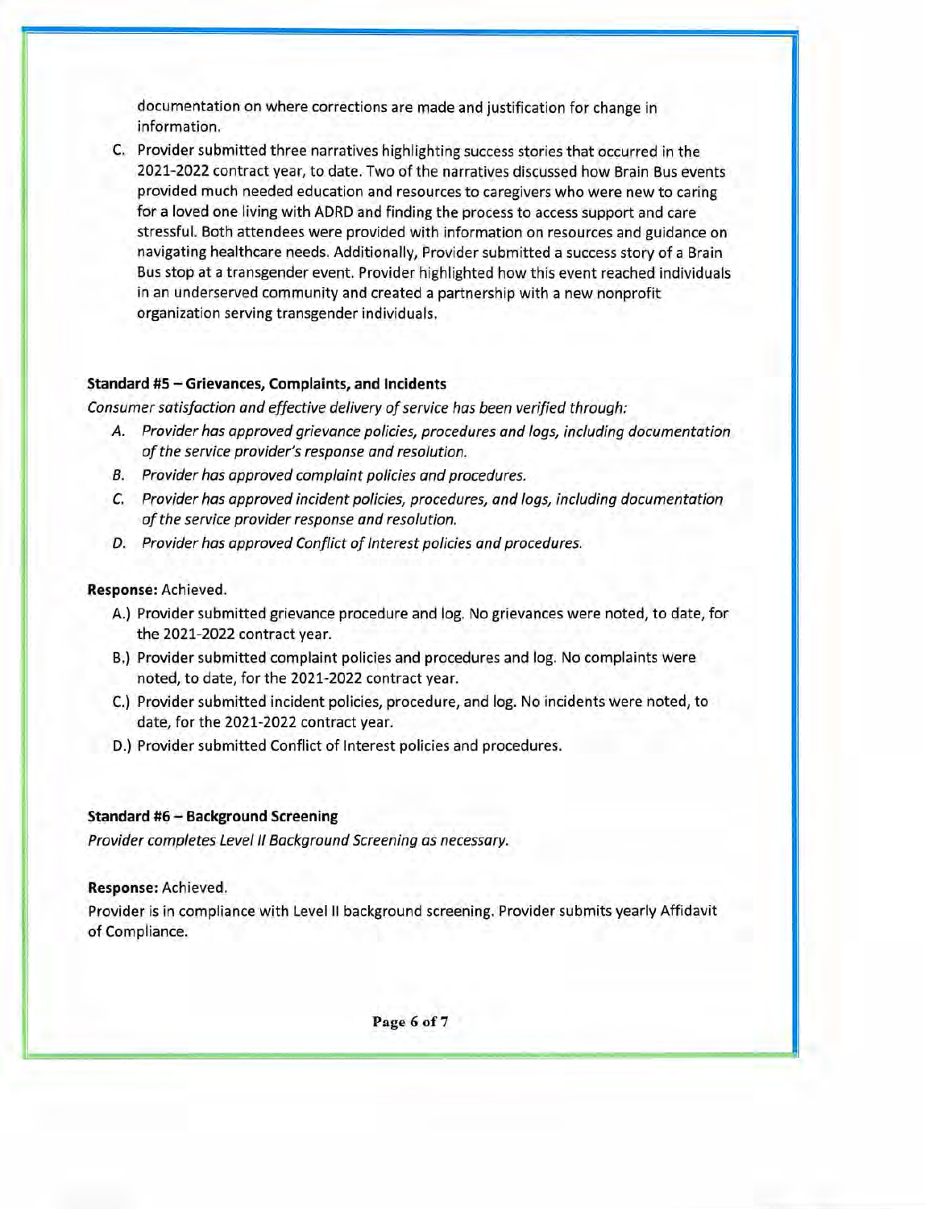documentation on where corrections are made and justification for change in information.

C. Provider submitted three narratives highlighting success stories that occurred in the 2021-2022 contract year, to date. Two of the narratives discussed how Brain Bus events provided much needed education and resources to caregivers who were new to caring for a loved one living with ADRD and finding the process to access support and care stressful. Both attendees were provided with information on resources and guidance on navigating healthcare needs. Additionally, Provider submitted a success story of a Brain Bus stop at a transgender event. Provider highlighted how this event reached individuals in an underserved community and created a partnership with a new nonprofit organization serving transgender individuals.

**Standard #5 – Grievances, Complaints, and Incidents**

*Consumer satisfaction and effective delivery of service has been verified through:*

- *A. Provider has approved grievance policies, procedures and logs, including documentation of the service provider's response and resolution.*
- *B. Provider has approved complaint policies and procedures.*
- *C. Provider has approved incident policies, procedures, and logs, including documentation of the service provider response and resolution.*
- *D. Provider has approved Conflict of Interest policies and procedures.*

**Response:** Achieved.

- A.) Provider submitted grievance procedure and log. No grievances were noted, to date, for the 2021-2022 contract year.
- B.) Provider submitted complaint policies and procedures and log. No complaints were noted, to date, for the 2021-2022 contract year.
- C.) Provider submitted incident policies, procedure, and log. No incidents were noted, to date, for the 2021-2022 contract year.
- D.) Provider submitted Conflict of Interest policies and procedures.

**Standard #6 – Background Screening**

*Provider completes Level II Background Screening as necessary.*

**Response:** Achieved.

Provider is in compliance with Level II background screening. Provider submits yearly Affidavit of Compliance.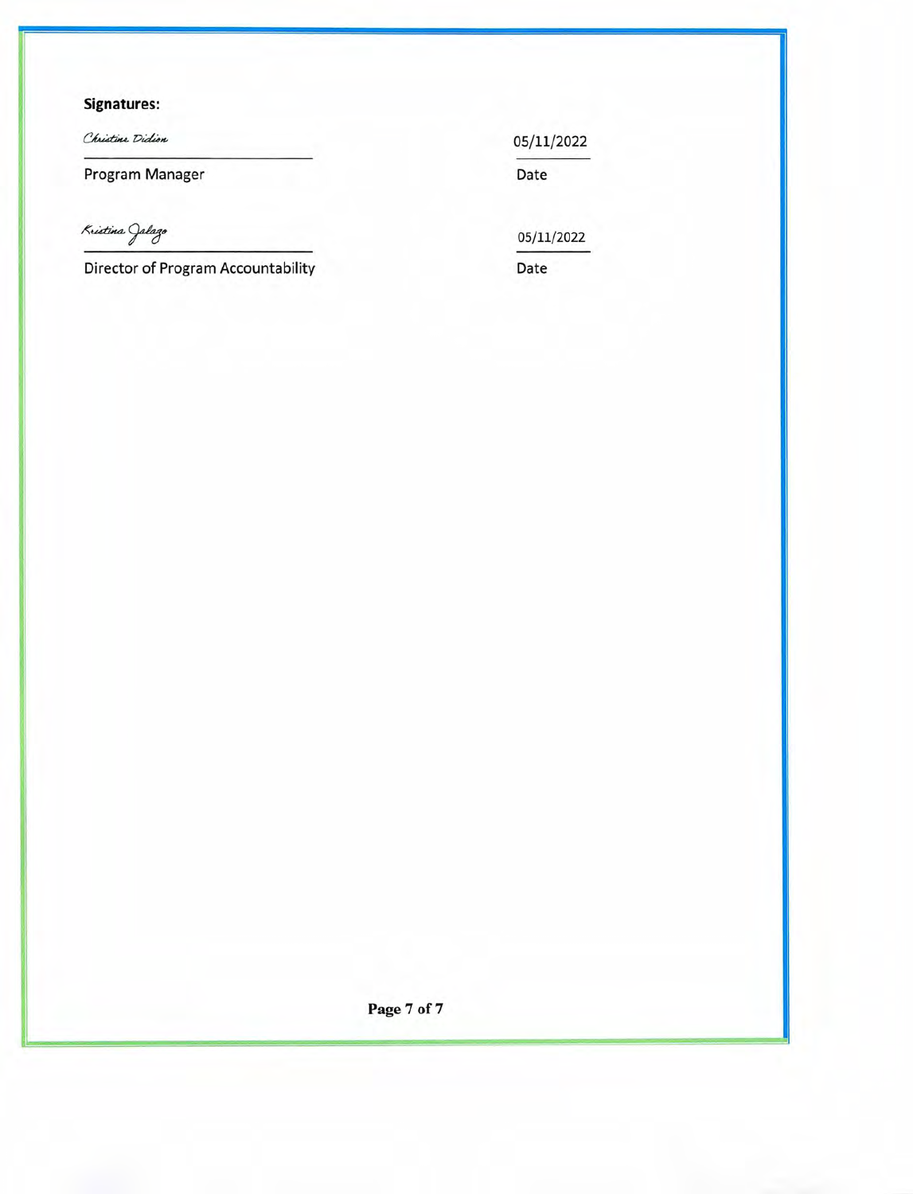**Signatures:**

| | |
|---|---|
| *Christine Didion* | 05/11/2022 |
| Program Manager | Date |
| *Kristina Jalazo* | 05/11/2022 |
| Director of Program Accountability | Date |